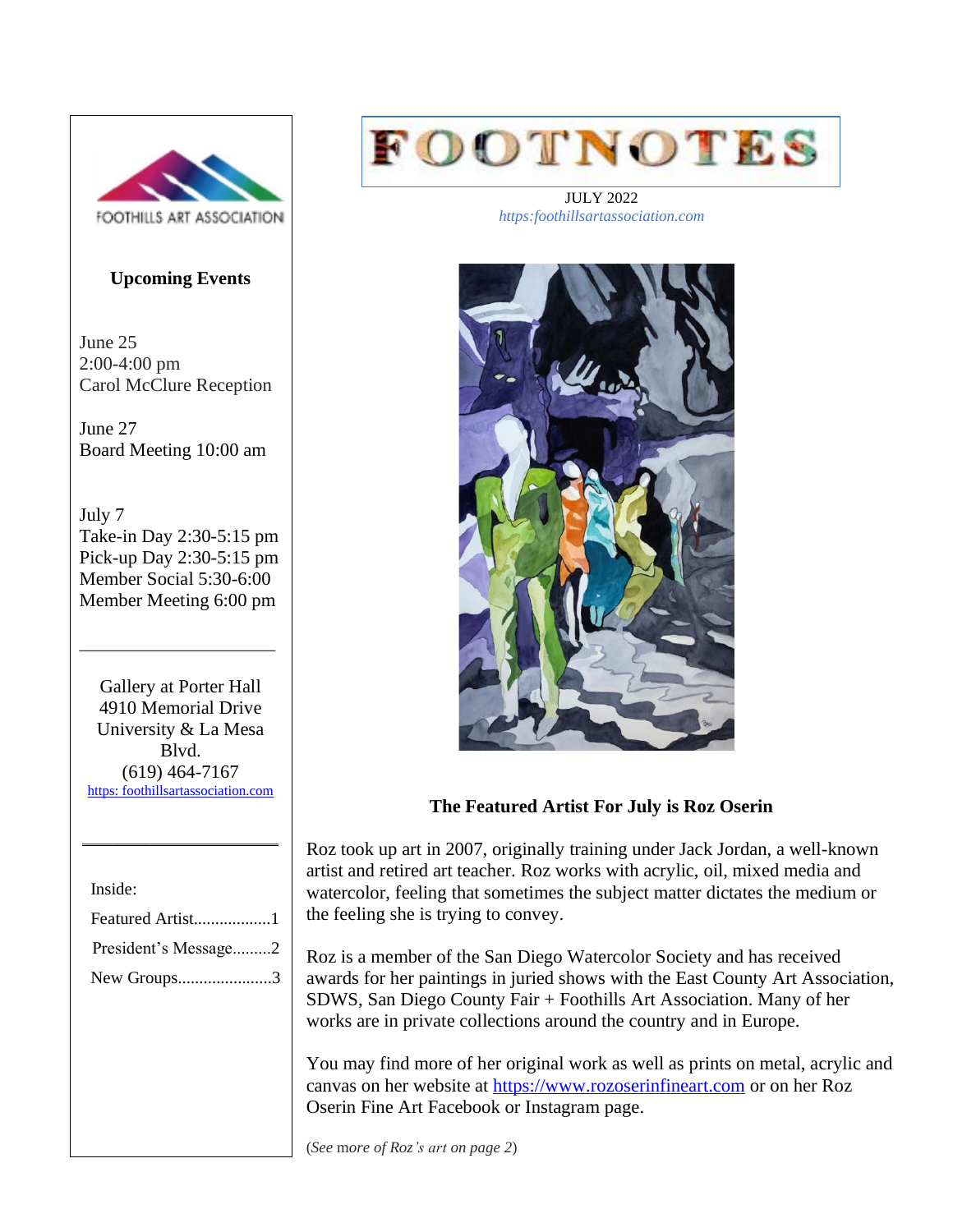# FOOTNOTES

JULY 2022

*https:foothillsartassociation.com*

FOOTHILLS ART ASSOCIATION

**Upcoming Events**

June 25
2:00-4:00 pm
Carol McClure Reception

June 27
Board Meeting 10:00 am

July 7
Take-in Day 2:30-5:15 pm
Pick-up Day 2:30-5:15 pm
Member Social 5:30-6:00
Member Meeting 6:00 pm

---

Gallery at Porter Hall
4910 Memorial Drive
University & La Mesa Blvd.
(619) 464-7167
https: foothillsartassociation.com

---

Inside:

Featured Artist..................1

President's Message.........2

New Groups......................3

## The Featured Artist For July is Roz Oserin

Roz took up art in 2007, originally training under Jack Jordan, a well-known artist and retired art teacher. Roz works with acrylic, oil, mixed media and watercolor, feeling that sometimes the subject matter dictates the medium or the feeling she is trying to convey.

Roz is a member of the San Diego Watercolor Society and has received awards for her paintings in juried shows with the East County Art Association, SDWS, San Diego County Fair + Foothills Art Association. Many of her works are in private collections around the country and in Europe.

You may find more of her original work as well as prints on metal, acrylic and canvas on her website at https://www.rozoserinfineart.com or on her Roz Oserin Fine Art Facebook or Instagram page.

(*See more of Roz's art on page 2*)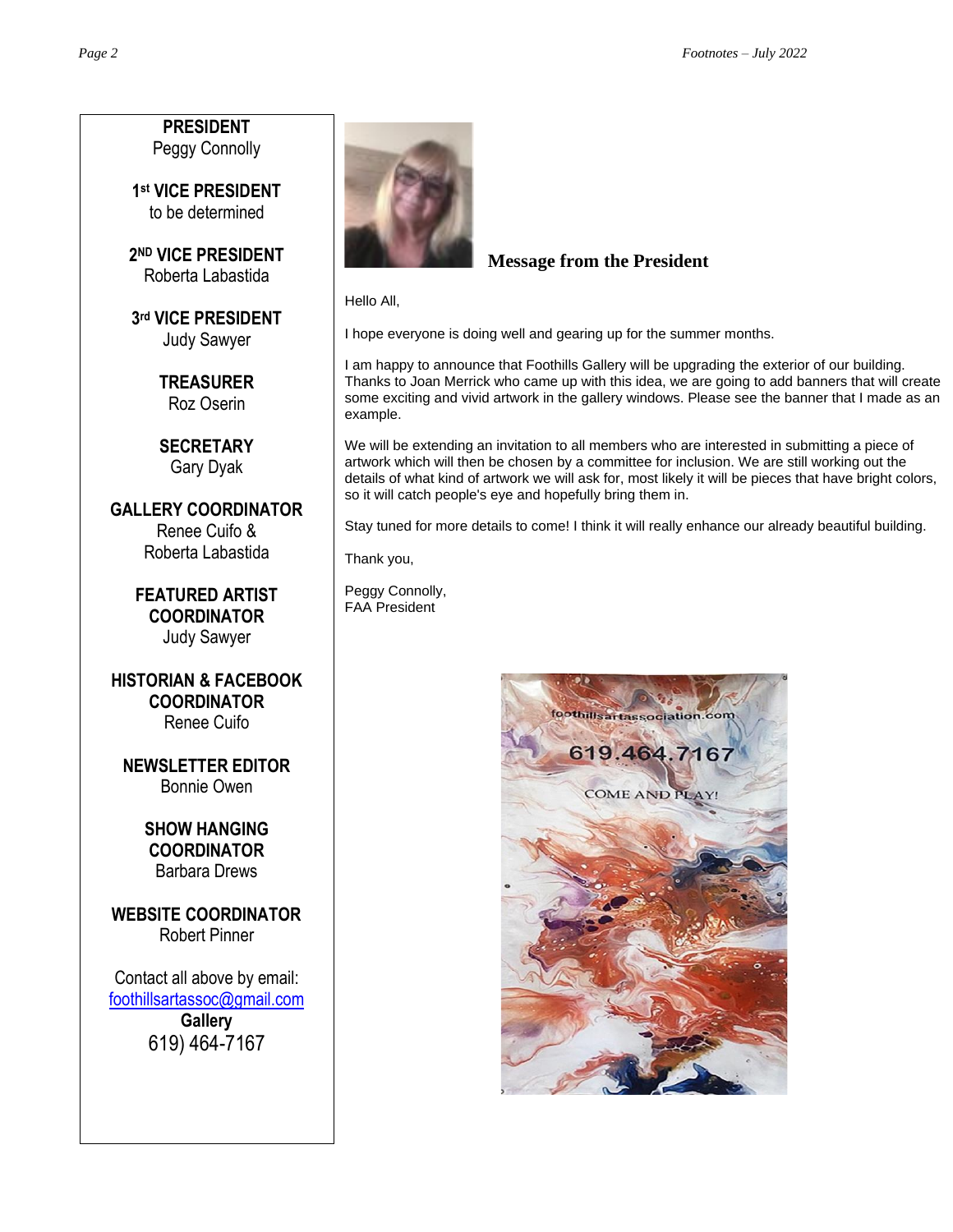**PRESIDENT**
Peggy Connolly

**1st VICE PRESIDENT**
to be determined

**2ND VICE PRESIDENT**
Roberta Labastida

**3rd VICE PRESIDENT**
Judy Sawyer

**TREASURER**
Roz Oserin

**SECRETARY**
Gary Dyak

**GALLERY COORDINATOR**
Renee Cuifo &
Roberta Labastida

**FEATURED ARTIST COORDINATOR**
Judy Sawyer

**HISTORIAN & FACEBOOK COORDINATOR**
Renee Cuifo

**NEWSLETTER EDITOR**
Bonnie Owen

**SHOW HANGING COORDINATOR**
Barbara Drews

**WEBSITE COORDINATOR**
Robert Pinner

Contact all above by email:
foothillsartassoc@gmail.com
**Gallery**
619) 464-7167

## Message from the President

Hello All,

I hope everyone is doing well and gearing up for the summer months.

I am happy to announce that Foothills Gallery will be upgrading the exterior of our building. Thanks to Joan Merrick who came up with this idea, we are going to add banners that will create some exciting and vivid artwork in the gallery windows. Please see the banner that I made as an example.

We will be extending an invitation to all members who are interested in submitting a piece of artwork which will then be chosen by a committee for inclusion. We are still working out the details of what kind of artwork we will ask for, most likely it will be pieces that have bright colors, so it will catch people's eye and hopefully bring them in.

Stay tuned for more details to come! I think it will really enhance our already beautiful building.

Thank you,

Peggy Connolly,
FAA President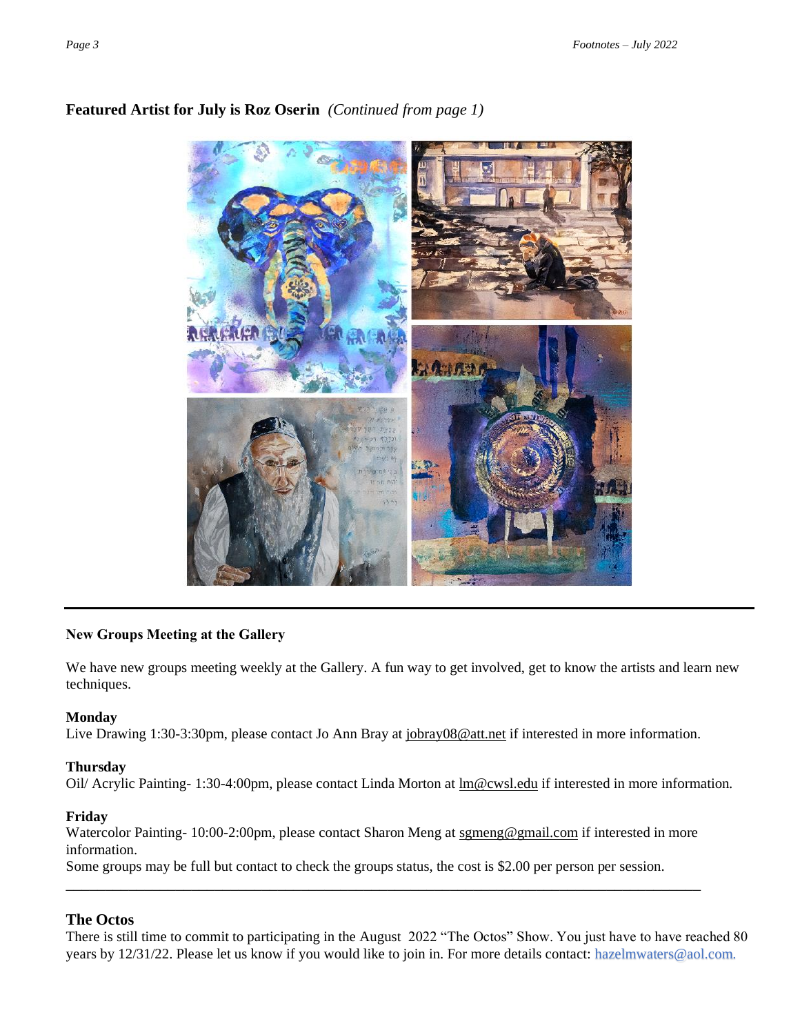## Featured Artist for July is Roz Oserin *(Continued from page 1)*

---

### New Groups Meeting at the Gallery

We have new groups meeting weekly at the Gallery. A fun way to get involved, get to know the artists and learn new techniques.

**Monday**
Live Drawing 1:30-3:30pm, please contact Jo Ann Bray at jobray08@att.net if interested in more information.

**Thursday**
Oil/ Acrylic Painting- 1:30-4:00pm, please contact Linda Morton at lm@cwsl.edu if interested in more information.

**Friday**
Watercolor Painting- 10:00-2:00pm, please contact Sharon Meng at sgmeng@gmail.com if interested in more information.
Some groups may be full but contact to check the groups status, the cost is $2.00 per person per session.

---

### The Octos

There is still time to commit to participating in the August 2022 "The Octos" Show. You just have to have reached 80 years by 12/31/22. Please let us know if you would like to join in. For more details contact: hazelmwaters@aol.com.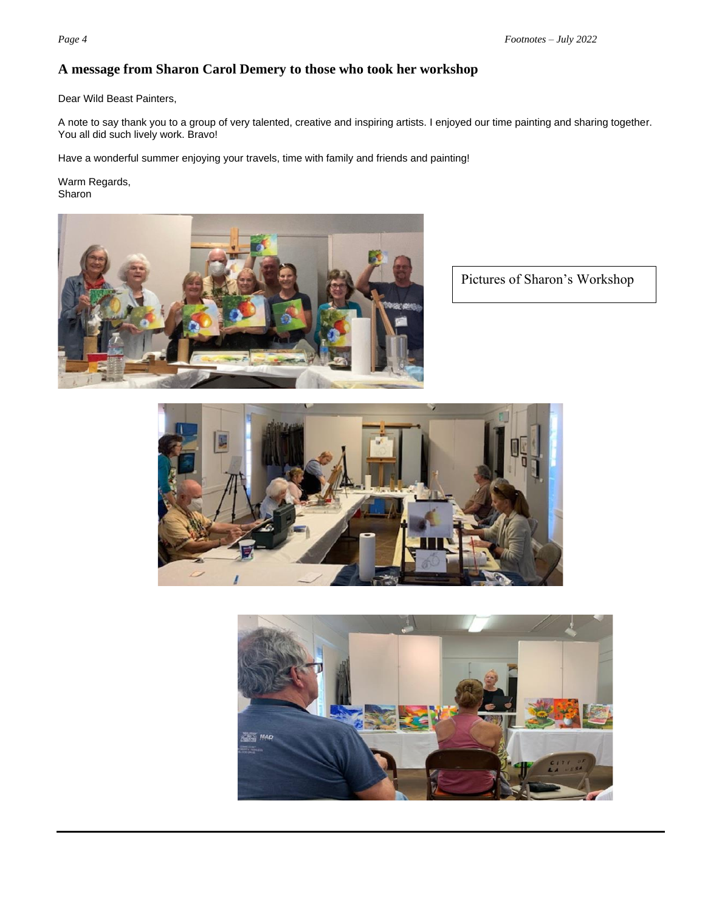## A message from Sharon Carol Demery to those who took her workshop

Dear Wild Beast Painters,

A note to say thank you to a group of very talented, creative and inspiring artists. I enjoyed our time painting and sharing together. You all did such lively work. Bravo!

Have a wonderful summer enjoying your travels, time with family and friends and painting!

Warm Regards,
Sharon

Pictures of Sharon's Workshop